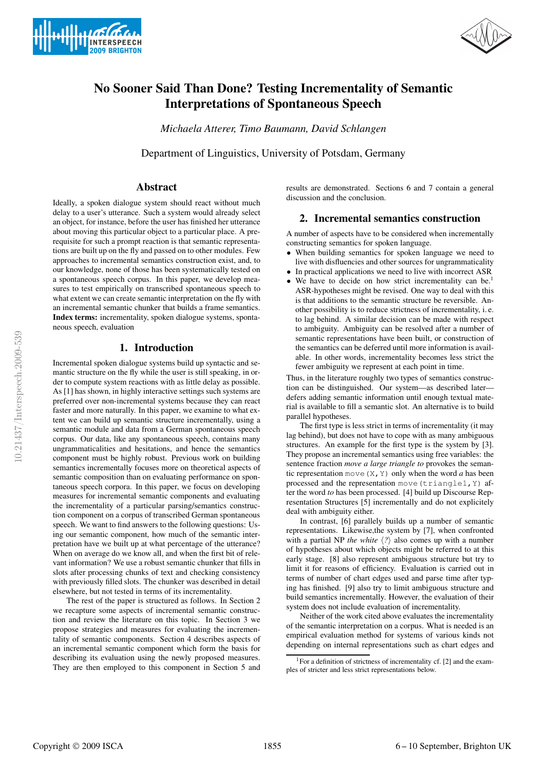# No Sooner Said Than Done? Testing Incrementality of Semantic Interpretations of Spontaneous Speech

*Michaela Atterer, Timo Baumann, David Schlangen*

Department of Linguistics, University of Potsdam, Germany

## Abstract

Ideally, a spoken dialogue system should react without much delay to a user's utterance. Such a system would already select an object, for instance, before the user has finished her utterance about moving this particular object to a particular place. A prerequisite for such a prompt reaction is that semantic representations are built up on the fly and passed on to other modules. Few approaches to incremental semantics construction exist, and, to our knowledge, none of those has been systematically tested on a spontaneous speech corpus. In this paper, we develop measures to test empirically on transcribed spontaneous speech to what extent we can create semantic interpretation on the fly with an incremental semantic chunker that builds a frame semantics.

**Index terms:** incrementality, spoken dialogue systems, spontaneous speech, evaluation

## 1. Introduction

Incremental spoken dialogue systems build up syntactic and semantic structure on the fly while the user is still speaking, in order to compute system reactions with as little delay as possible. As [1] has shown, in highly interactive settings such systems are preferred over non-incremental systems because they can react faster and more naturally. In this paper, we examine to what extent we can build up semantic structure incrementally, using a semantic module and data from a German spontaneous speech corpus. Our data, like any spontaneous speech, contains many ungrammaticalities and hesitations, and hence the semantics component must be highly robust. Previous work on building semantics incrementally focuses more on theoretical aspects of semantic composition than on evaluating performance on spontaneous speech corpora. In this paper, we focus on developing measures for incremental semantic components and evaluating the incrementality of a particular parsing/semantics construction component on a corpus of transcribed German spontaneous speech. We want to find answers to the following questions: Using our semantic component, how much of the semantic interpretation have we built up at what percentage of the utterance? When on average do we know all, and when the first bit of relevant information? We use a robust semantic chunker that fills in slots after processing chunks of text and checking consistency with previously filled slots. The chunker was described in detail elsewhere, but not tested in terms of its incrementality.

The rest of the paper is structured as follows. In Section 2 we recapture some aspects of incremental semantic construction and review the literature on this topic. In Section 3 we propose strategies and measures for evaluating the incrementality of semantic components. Section 4 describes aspects of an incremental semantic component which form the basis for describing its evaluation using the newly proposed measures. They are then employed to this component in Section 5 and results are demonstrated. Sections 6 and 7 contain a general discussion and the conclusion.

## 2. Incremental semantics construction

A number of aspects have to be considered when incrementally constructing semantics for spoken language.

- When building semantics for spoken language we need to live with disfluencies and other sources for ungrammaticality.
- In practical applications we need to live with incorrect ASR
- We have to decide on how strict incrementality can be.[1] ASR-hypotheses might be revised. One way to deal with this is that additions to the semantic structure be reversible. Another possibility is to reduce strictness of incrementality, i. e. to lag behind. A similar decision can be made with respect to ambiguity. Ambiguity can be resolved after a number of semantic representations have been built, or construction of the semantics can be deferred until more information is available. In other words, incrementality becomes less strict the fewer ambiguity we represent at each point in time.

Thus, in the literature roughly two types of semantics construction can be distinguished. Our system—as described later—defers adding semantic information until enough textual material is available to fill a semantic slot. An alternative is to build parallel hypotheses.

The first type is less strict in terms of incrementality (it may lag behind), but does not have to cope with as many ambiguous structures. An example for the first type is the system by [3]. They propose an incremental semantics using free variables: the sentence fraction *move a large triangle to* provokes the semantic representation `move(X,Y)` only when the word *a* has been processed and the representation `move(triangle1,Y)` after the word *to* has been processed. [4] build up Discourse Representation Structures [5] incrementally and do not explicitly deal with ambiguity either.

In contrast, [6] parallely builds up a number of semantic representations. Likewise,the system by [7], when confronted with a partial NP *the white* ⟨*?*⟩ also comes up with a number of hypotheses about which objects might be referred to at this early stage. [8] also represent ambiguous structure but try to limit it for reasons of efficiency. Evaluation is carried out in terms of number of chart edges used and parse time after typing has finished. [9] also try to limit ambiguous structure and build semantics incrementally. However, the evaluation of their system does not include evaluation of incrementality.

Neither of the work cited above evaluates the incrementality of the semantic interpretation on a corpus. What is needed is an empirical evaluation method for systems of various kinds not depending on internal representations such as chart edges and

[1] For a definition of strictness of incrementality cf. [2] and the examples of stricter and less strict representations below.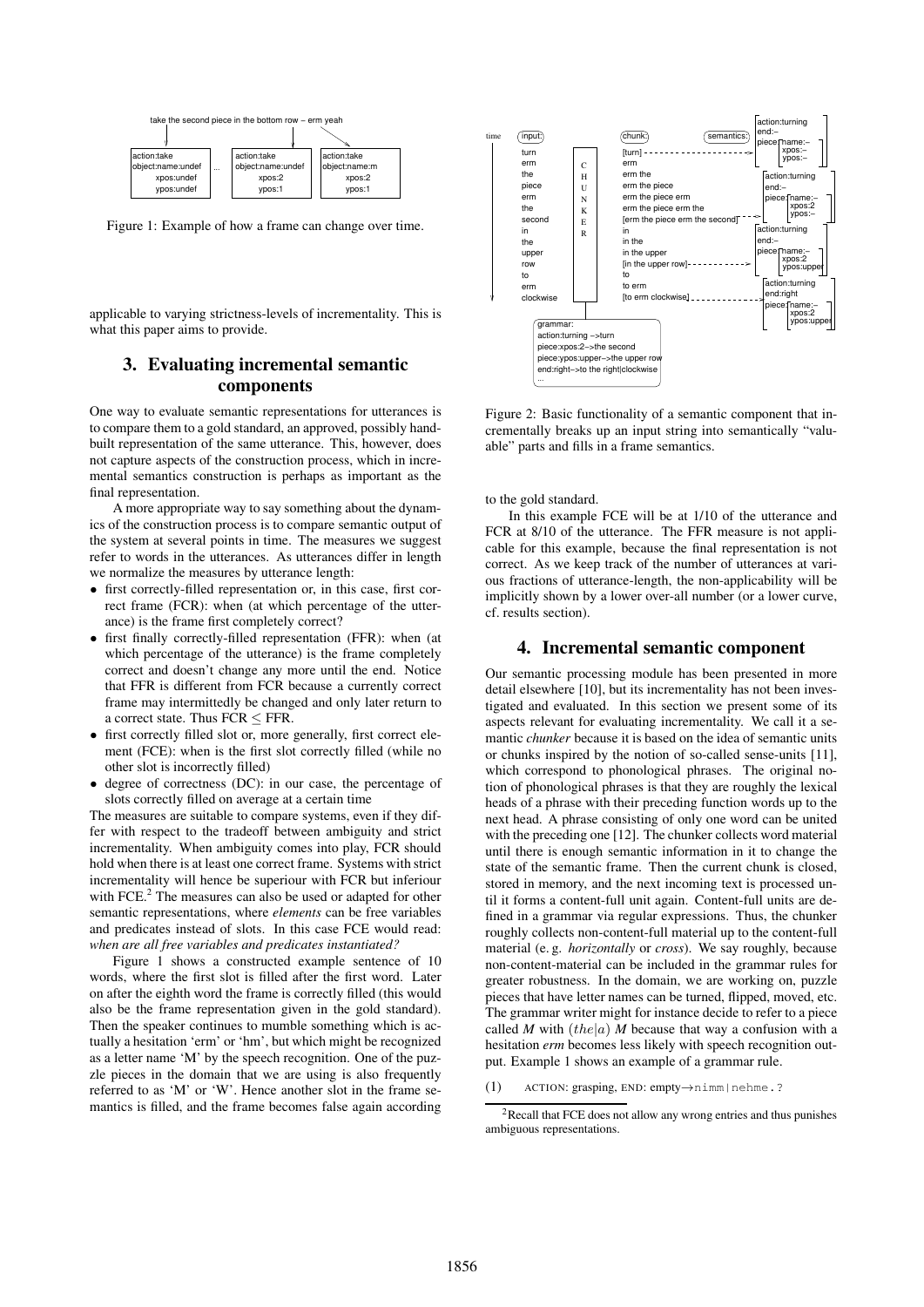Figure 1: Example of how a frame can change over time.

applicable to varying strictness-levels of incrementality. This is what this paper aims to provide.

## 3. Evaluating incremental semantic components

One way to evaluate semantic representations for utterances is to compare them to a gold standard, an approved, possibly hand-built representation of the same utterance. This, however, does not capture aspects of the construction process, which in incremental semantics construction is perhaps as important as the final representation.

A more appropriate way to say something about the dynamics of the construction process is to compare semantic output of the system at several points in time. The measures we suggest refer to words in the utterances. As utterances differ in length we normalize the measures by utterance length:

- first correctly-filled representation or, in this case, first correct frame (FCR): when (at which percentage of the utterance) is the frame first completely correct?
- first finally correctly-filled representation (FFR): when (at which percentage of the utterance) is the frame completely correct and doesn't change any more until the end. Notice that FFR is different from FCR because a currently correct frame may intermittedly be changed and only later return to a correct state. Thus FCR $\leq$ FFR.
- first correctly filled slot or, more generally, first correct element (FCE): when is the first slot correctly filled (while no other slot is incorrectly filled)
- degree of correctness (DC): in our case, the percentage of slots correctly filled on average at a certain time

The measures are suitable to compare systems, even if they differ with respect to the tradeoff between ambiguity and strict incrementality. When ambiguity comes into play, FCR should hold when there is at least one correct frame. Systems with strict incrementality will hence be superiour with FCR but inferiour with FCE.[2] The measures can also be used or adapted for other semantic representations, where *elements* can be free variables and predicates instead of slots. In this case FCE would read: *when are all free variables and predicates instantiated?*

Figure 1 shows a constructed example sentence of 10 words, where the first slot is filled after the first word. Later on after the eighth word the frame is correctly filled (this would also be the frame representation given in the gold standard). Then the speaker continues to mumble something which is actually a hesitation 'erm' or 'hm', but which might be recognized as a letter name 'M' by the speech recognition. One of the puzzle pieces in the domain that we are using is also frequently referred to as 'M' or 'W'. Hence another slot in the frame semantics is filled, and the frame becomes false again according to the gold standard.

In this example FCE will be at 1/10 of the utterance and FCR at 8/10 of the utterance. The FFR measure is not applicable for this example, because the final representation is not correct. As we keep track of the number of utterances at various fractions of utterance-length, the non-applicability will be implicitly shown by a lower over-all number (or a lower curve, cf. results section).

Figure 2: Basic functionality of a semantic component that incrementally breaks up an input string into semantically "valuable" parts and fills in a frame semantics.

## 4. Incremental semantic component

Our semantic processing module has been presented in more detail elsewhere [10], but its incrementality has not been investigated and evaluated. In this section we present some of its aspects relevant for evaluating incrementality. We call it a semantic *chunker* because it is based on the idea of semantic units or chunks inspired by the notion of so-called sense-units [11], which correspond to phonological phrases. The original notion of phonological phrases is that they are roughly the lexical heads of a phrase with their preceding function words up to the next head. A phrase consisting of only one word can be united with the preceding one [12]. The chunker collects word material until there is enough semantic information in it to change the state of the semantic frame. Then the current chunk is closed, stored in memory, and the next incoming text is processed until it forms a content-full unit again. Content-full units are defined in a grammar via regular expressions. Thus, the chunker roughly collects non-content-full material up to the content-full material (e. g. *horizontally* or *cross*). We say roughly, because non-content-material can be included in the grammar rules for greater robustness. In the domain, we are working on, puzzle pieces that have letter names can be turned, flipped, moved, etc. The grammar writer might for instance decide to refer to a piece called *M* with $(the|a)$ *M* because that way a confusion with a hesitation *erm* becomes less likely with speech recognition output. Example 1 shows an example of a grammar rule.

(1) ACTION: grasping, END: empty→`nimm|nehme.?`

[2] Recall that FCE does not allow any wrong entries and thus punishes ambiguous representations.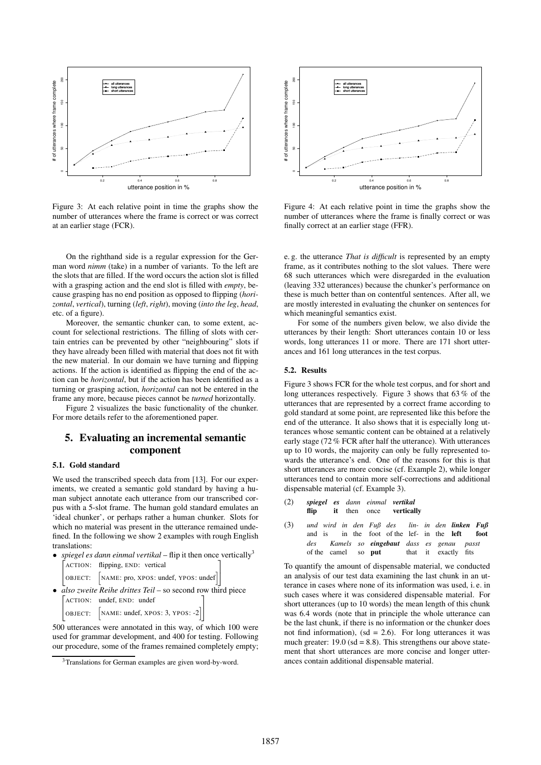Figure 3: At each relative point in time the graphs show the number of utterances where the frame is correct or was correct at an earlier stage (FCR).

Figure 4: At each relative point in time the graphs show the number of utterances where the frame is finally correct or was finally correct at an earlier stage (FFR).

On the righthand side is a regular expression for the German word *nimm* (take) in a number of variants. To the left are the slots that are filled. If the word occurs the action slot is filled with a grasping action and the end slot is filled with *empty*, because grasping has no end position as opposed to flipping (*horizontal*, *vertical*), turning (*left*, *right*), moving (*into the leg*, *head*, etc. of a figure).

Moreover, the semantic chunker can, to some extent, account for selectional restrictions. The filling of slots with certain entries can be prevented by other "neighbouring" slots if they have already been filled with material that does not fit with the new material. In our domain we have turning and flipping actions. If the action is identified as flipping the end of the action can be *horizontal*, but if the action has been identified as a turning or grasping action, *horizontal* can not be entered in the frame any more, because pieces cannot be *turned* horizontally.

Figure 2 visualizes the basic functionality of the chunker. For more details refer to the aforementioned paper.

## 5. Evaluating an incremental semantic component

### 5.1. Gold standard

We used the transcribed speech data from [13]. For our experiments, we created a semantic gold standard by having a human subject annotate each utterance from our transcribed corpus with a 5-slot frame. The human gold standard emulates an 'ideal chunker', or perhaps rather a human chunker. Slots for which no material was present in the utterance remained undefined. In the following we show 2 examples with rough English translations:

- *spiegel es dann einmal vertikal* – flip it then once vertically[3]

  [ACTION: flipping, END: vertical
  OBJECT: [NAME: pro, XPOS: undef, YPOS: undef]]

- *also zweite Reihe drittes Teil* – so second row third piece

  [ACTION: undef, END: undef
  OBJECT: [NAME: undef, XPOS: 3, YPOS: -2]]

500 utterances were annotated in this way, of which 100 were used for grammar development, and 400 for testing. Following our procedure, some of the frames remained completely empty; e. g. the utterance *That is difficult* is represented by an empty frame, as it contributes nothing to the slot values. There were 68 such utterances which were disregarded in the evaluation (leaving 332 utterances) because the chunker's performance on these is much better than on contentful sentences. After all, we are mostly interested in evaluating the chunker on sentences for which meaningful semantics exist.

For some of the numbers given below, we also divide the utterances by their length: Short utterances contain 10 or less words, long utterances 11 or more. There are 171 short utterances and 161 long utterances in the test corpus.

### 5.2. Results

Figure 3 shows FCR for the whole test corpus, and for short and long utterances respectively. Figure 3 shows that 63 % of the utterances that are represented by a correct frame according to gold standard at some point, are represented like this before the end of the utterance. It also shows that it is especially long utterances whose semantic content can be obtained at a relatively early stage (72 % FCR after half the utterance). With utterances up to 10 words, the majority can only be fully represented towards the utterance's end. One of the reasons for this is that short utterances are more concise (cf. Example 2), while longer utterances tend to contain more self-corrections and additional dispensable material (cf. Example 3).

(2) ***spiegel es*** *dann einmal* ***vertikal***
    **flip it** then once **vertically**

(3) *und wird in den Fuß des lin- in den* ***linken Fuß*** *des Kamels so* ***eingebaut*** *dass es genau passt*
    and is in the foot of the lef- in the **left foot** of the camel so **put** that it exactly fits

To quantify the amount of dispensable material, we conducted an analysis of our test data examining the last chunk in an utterance in cases where none of its information was used, i. e. in such cases where it was considered dispensable material. For short utterances (up to 10 words) the mean length of this chunk was 6.4 words (note that in principle the whole utterance can be the last chunk, if there is no information or the chunker does not find information), (sd = 2.6). For long utterances it was much greater: 19.0 (sd = 8.8). This strengthens our above statement that short utterances are more concise and longer utterances contain additional dispensable material.

[3] Translations for German examples are given word-by-word.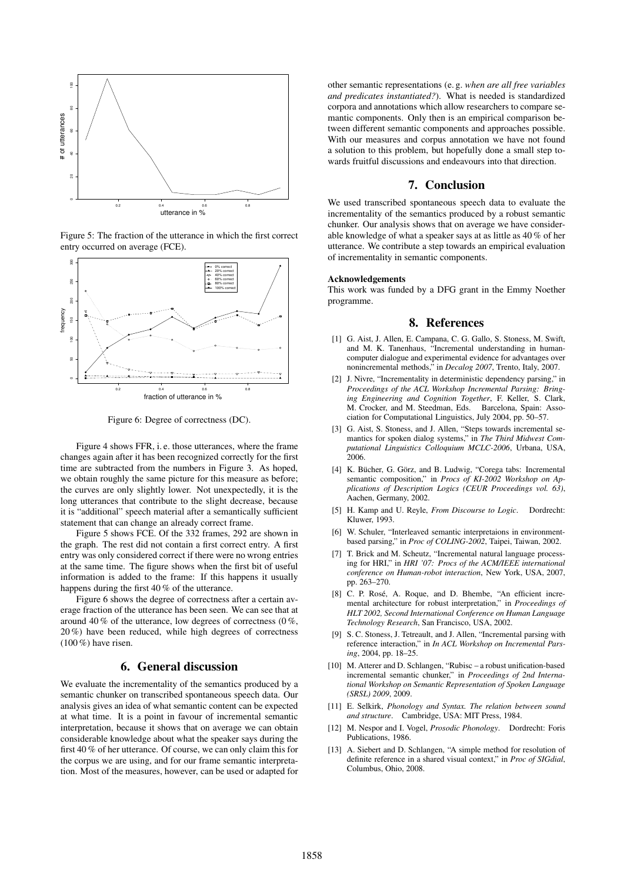\# of utterances

0 20 40 60 80 100

0.2 0.4 0.6 0.8

utterance in %

Figure 5: The fraction of the utterance in which the first correct entry occurred on average (FCE).

frequency

0 50 100 150 200 250 300

0% correct
20% correct
40% correct
60% correct
80% correct
100% correct

0.2 0.4 0.6 0.8

fraction of utterance in %

Figure 6: Degree of correctness (DC).

Figure 4 shows FFR, i. e. those utterances, where the frame changes again after it has been recognized correctly for the first time are subtracted from the numbers in Figure 3. As hoped, we obtain roughly the same picture for this measure as before; the curves are only slightly lower. Not unexpectedly, it is the long utterances that contribute to the slight decrease, because it is "additional" speech material after a semantically sufficient statement that can change an already correct frame.

Figure 5 shows FCE. Of the 332 frames, 292 are shown in the graph. The rest did not contain a first correct entry. A first entry was only considered correct if there were no wrong entries at the same time. The figure shows when the first bit of useful information is added to the frame: If this happens it usually happens during the first 40 % of the utterance.

Figure 6 shows the degree of correctness after a certain average fraction of the utterance has been seen. We can see that at around 40 % of the utterance, low degrees of correctness (0 %, 20 %) have been reduced, while high degrees of correctness (100 %) have risen.

## 6. General discussion

We evaluate the incrementality of the semantics produced by a semantic chunker on transcribed spontaneous speech data. Our analysis gives an idea of what semantic content can be expected at what time. It is a point in favour of incremental semantic interpretation, because it shows that on average we can obtain considerable knowledge about what the speaker says during the first 40 % of her utterance. Of course, we can only claim this for the corpus we are using, and for our frame semantic interpretation. Most of the measures, however, can be used or adapted for other semantic representations (e. g. *when are all free variables and predicates instantiated?*). What is needed is standardized corpora and annotations which allow researchers to compare semantic components. Only then is an empirical comparison between different semantic components and approaches possible. With our measures and corpus annotation we have not found a solution to this problem, but hopefully done a small step towards fruitful discussions and endeavours into that direction.

## 7. Conclusion

We used transcribed spontaneous speech data to evaluate the incrementality of the semantics produced by a robust semantic chunker. Our analysis shows that on average we have considerable knowledge of what a speaker says at as little as 40 % of her utterance. We contribute a step towards an empirical evaluation of incrementality in semantic components.

#### Acknowledgements

This work was funded by a DFG grant in the Emmy Noether programme.

## 8. References

[1] G. Aist, J. Allen, E. Campana, C. G. Gallo, S. Stoness, M. Swift, and M. K. Tanenhaus, "Incremental understanding in human-computer dialogue and experimental evidence for advantages over nonincremental methods," in *Decalog 2007*, Trento, Italy, 2007.

[2] J. Nivre, "Incrementality in deterministic dependency parsing," in *Proceedings of the ACL Workshop Incremental Parsing: Bringing Engineering and Cognition Together*, F. Keller, S. Clark, M. Crocker, and M. Steedman, Eds. Barcelona, Spain: Association for Computational Linguistics, July 2004, pp. 50–57.

[3] G. Aist, S. Stoness, and J. Allen, "Steps towards incremental semantics for spoken dialog systems," in *The Third Midwest Computational Linguistics Colloquium MCLC-2006*, Urbana, USA, 2006.

[4] K. Bücher, G. Görz, and B. Ludwig, "Corega tabs: Incremental semantic composition," in *Procs of KI-2002 Workshop on Applications of Description Logics (CEUR Proceedings vol. 63)*, Aachen, Germany, 2002.

[5] H. Kamp and U. Reyle, *From Discourse to Logic*. Dordrecht: Kluwer, 1993.

[6] W. Schuler, "Interleaved semantic interpretaions in environment-based parsing," in *Proc of COLING-2002*, Taipei, Taiwan, 2002.

[7] T. Brick and M. Scheutz, "Incremental natural language processing for HRI," in *HRI '07: Procs of the ACM/IEEE international conference on Human-robot interaction*, New York, USA, 2007, pp. 263–270.

[8] C. P. Rosé, A. Roque, and D. Bhembe, "An efficient incremental architecture for robust interpretation," in *Proceedings of HLT 2002, Second International Conference on Human Language Technology Research*, San Francisco, USA, 2002.

[9] S. C. Stoness, J. Tetreault, and J. Allen, "Incremental parsing with reference interaction," in *In ACL Workshop on Incremental Parsing*, 2004, pp. 18–25.

[10] M. Atterer and D. Schlangen, "Rubisc – a robust unification-based incremental semantic chunker," in *Proceedings of 2nd International Workshop on Semantic Representation of Spoken Language (SRSL) 2009*, 2009.

[11] E. Selkirk, *Phonology and Syntax. The relation between sound and structure*. Cambridge, USA: MIT Press, 1984.

[12] M. Nespor and I. Vogel, *Prosodic Phonology*. Dordrecht: Foris Publications, 1986.

[13] A. Siebert and D. Schlangen, "A simple method for resolution of definite reference in a shared visual context," in *Proc of SIGdial*, Columbus, Ohio, 2008.